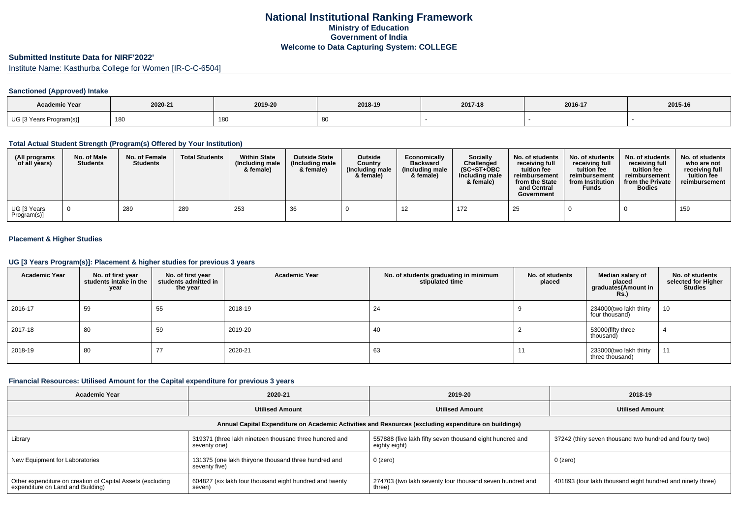# National Institutional Ranking Framework

**Ministry of Education**

**Government of India**

**Welcome to Data Capturing System: COLLEGE**

## Submitted Institute Data for NIRF'2022'

Institute Name: Kasthurba College for Women [IR-C-C-6504]

### Sanctioned (Approved) Intake

| Academic Year | 2020-21 | 2019-20 | 2018-19 | 2017-18 | 2016-17 | 2015-16 |
|---|---|---|---|---|---|---|
| UG [3 Years Program(s)] | 180 | 180 | 80 | - | - | - |

### Total Actual Student Strength (Program(s) Offered by Your Institution)

| (All programs of all years) | No. of Male Students | No. of Female Students | Total Students | Within State (Including male & female) | Outside State (Including male & female) | Outside Country (Including male & female) | Economically Backward (Including male & female) | Socially Challenged (SC+ST+OBC Including male & female) | No. of students receiving full tuition fee reimbursement from the State and Central Government | No. of students receiving full tuition fee reimbursement from Institution Funds | No. of students receiving full tuition fee reimbursement from the Private Bodies | No. of students who are not receiving full tuition fee reimbursement |
|---|---|---|---|---|---|---|---|---|---|---|---|---|
| UG [3 Years Program(s)] | 0 | 289 | 289 | 253 | 36 | 0 | 12 | 172 | 25 | 0 | 0 | 159 |

### Placement & Higher Studies

### UG [3 Years Program(s)]: Placement & higher studies for previous 3 years

| Academic Year | No. of first year students intake in the year | No. of first year students admitted in the year | Academic Year | No. of students graduating in minimum stipulated time | No. of students placed | Median salary of placed graduates(Amount in Rs.) | No. of students selected for Higher Studies |
|---|---|---|---|---|---|---|---|
| 2016-17 | 59 | 55 | 2018-19 | 24 | 9 | 234000(two lakh thirty four thousand) | 10 |
| 2017-18 | 80 | 59 | 2019-20 | 40 | 2 | 53000(fifty three thousand) | 4 |
| 2018-19 | 80 | 77 | 2020-21 | 63 | 11 | 233000(two lakh thirty three thousand) | 11 |

### Financial Resources: Utilised Amount for the Capital expenditure for previous 3 years

| Academic Year | 2020-21 | 2019-20 | 2018-19 |
|---|---|---|---|
| | Utilised Amount | Utilised Amount | Utilised Amount |
| Annual Capital Expenditure on Academic Activities and Resources (excluding expenditure on buildings) | | | |
| Library | 319371 (three lakh nineteen thousand three hundred and seventy one) | 557888 (five lakh fifty seven thousand eight hundred and eighty eight) | 37242 (thiry seven thousand two hundred and fourty two) |
| New Equipment for Laboratories | 131375 (one lakh thiryone thousand three hundred and seventy five) | 0 (zero) | 0 (zero) |
| Other expenditure on creation of Capital Assets (excluding expenditure on Land and Building) | 604827 (six lakh four thousand eight hundred and twenty seven) | 274703 (two lakh seventy four thousand seven hundred and three) | 401893 (four lakh thousand eight hundred and ninety three) |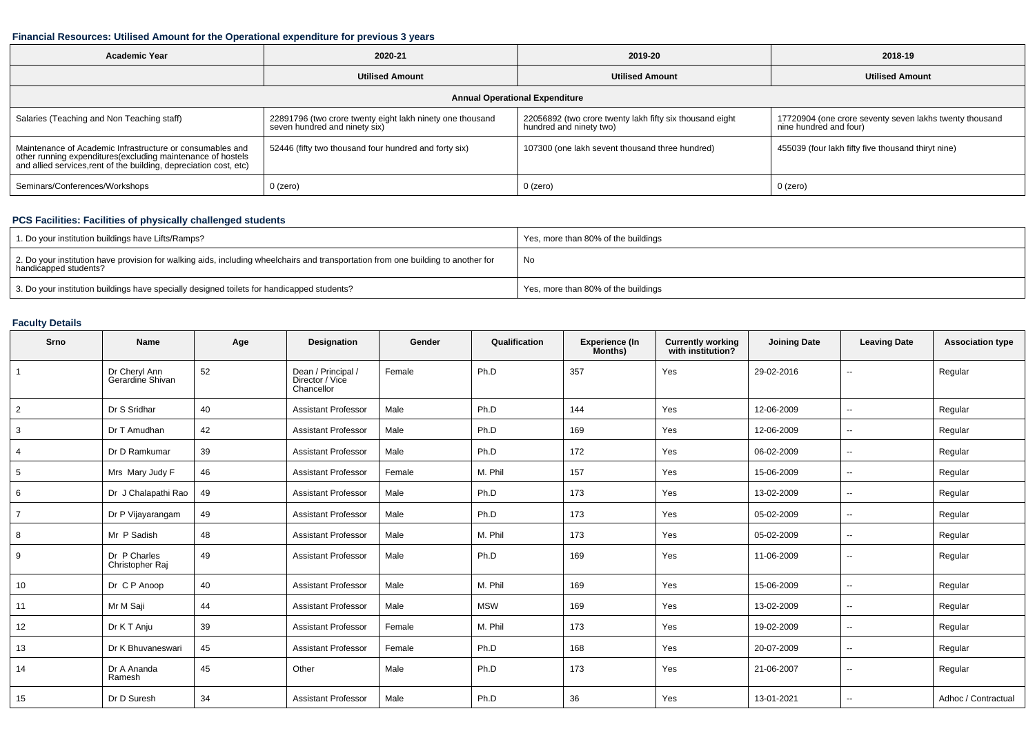#### Financial Resources: Utilised Amount for the Operational expenditure for previous 3 years

| Academic Year | 2020-21 | 2019-20 | 2018-19 |
|---|---|---|---|
| | Utilised Amount | Utilised Amount | Utilised Amount |
| Annual Operational Expenditure | | | |
| Salaries (Teaching and Non Teaching staff) | 22891796 (two crore twenty eight lakh ninety one thousand seven hundred and ninety six) | 22056892 (two crore twenty lakh fifty six thousand eight hundred and ninety two) | 17720904 (one crore seventy seven lakhs twenty thousand nine hundred and four) |
| Maintenance of Academic Infrastructure or consumables and other running expenditures(excluding maintenance of hostels and allied services,rent of the building, depreciation cost, etc) | 52446 (fifty two thousand four hundred and forty six) | 107300 (one lakh sevent thousand three hundred) | 455039 (four lakh fifty five thousand thiryt nine) |
| Seminars/Conferences/Workshops | 0 (zero) | 0 (zero) | 0 (zero) |

#### PCS Facilities: Facilities of physically challenged students

| | |
|---|---|
| 1. Do your institution buildings have Lifts/Ramps? | Yes, more than 80% of the buildings |
| 2. Do your institution have provision for walking aids, including wheelchairs and transportation from one building to another for handicapped students? | No |
| 3. Do your institution buildings have specially designed toilets for handicapped students? | Yes, more than 80% of the buildings |

#### Faculty Details

| Srno | Name | Age | Designation | Gender | Qualification | Experience (In Months) | Currently working with institution? | Joining Date | Leaving Date | Association type |
|---|---|---|---|---|---|---|---|---|---|---|
| 1 | Dr Cheryl Ann Gerardine Shivan | 52 | Dean / Principal / Director / Vice Chancellor | Female | Ph.D | 357 | Yes | 29-02-2016 | -- | Regular |
| 2 | Dr S Sridhar | 40 | Assistant Professor | Male | Ph.D | 144 | Yes | 12-06-2009 | -- | Regular |
| 3 | Dr T Amudhan | 42 | Assistant Professor | Male | Ph.D | 169 | Yes | 12-06-2009 | -- | Regular |
| 4 | Dr D Ramkumar | 39 | Assistant Professor | Male | Ph.D | 172 | Yes | 06-02-2009 | -- | Regular |
| 5 | Mrs Mary Judy F | 46 | Assistant Professor | Female | M. Phil | 157 | Yes | 15-06-2009 | -- | Regular |
| 6 | Dr J Chalapathi Rao | 49 | Assistant Professor | Male | Ph.D | 173 | Yes | 13-02-2009 | -- | Regular |
| 7 | Dr P Vijayarangam | 49 | Assistant Professor | Male | Ph.D | 173 | Yes | 05-02-2009 | -- | Regular |
| 8 | Mr P Sadish | 48 | Assistant Professor | Male | M. Phil | 173 | Yes | 05-02-2009 | -- | Regular |
| 9 | Dr P Charles Christopher Raj | 49 | Assistant Professor | Male | Ph.D | 169 | Yes | 11-06-2009 | -- | Regular |
| 10 | Dr C P Anoop | 40 | Assistant Professor | Male | M. Phil | 169 | Yes | 15-06-2009 | -- | Regular |
| 11 | Mr M Saji | 44 | Assistant Professor | Male | MSW | 169 | Yes | 13-02-2009 | -- | Regular |
| 12 | Dr K T Anju | 39 | Assistant Professor | Female | M. Phil | 173 | Yes | 19-02-2009 | -- | Regular |
| 13 | Dr K Bhuvaneswari | 45 | Assistant Professor | Female | Ph.D | 168 | Yes | 20-07-2009 | -- | Regular |
| 14 | Dr A Ananda Ramesh | 45 | Other | Male | Ph.D | 173 | Yes | 21-06-2007 | -- | Regular |
| 15 | Dr D Suresh | 34 | Assistant Professor | Male | Ph.D | 36 | Yes | 13-01-2021 | -- | Adhoc / Contractual |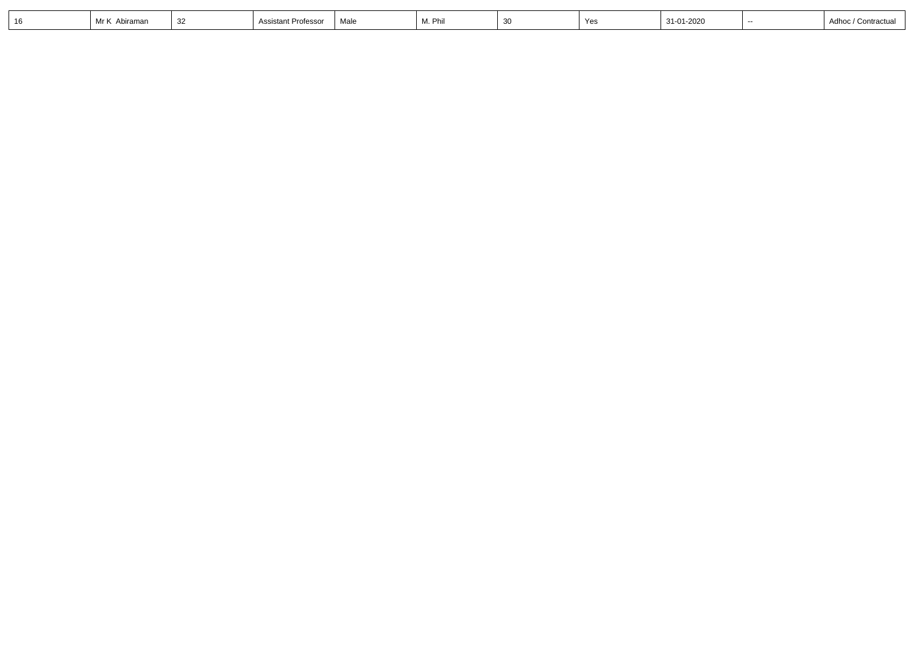| | | | | | | | | | | |
|---|---|---|---|---|---|---|---|---|---|---|
| 16 | Mr K Abiraman | 32 | Assistant Professor | Male | M. Phil | 30 | Yes | 31-01-2020 | -- | Adhoc / Contractual |